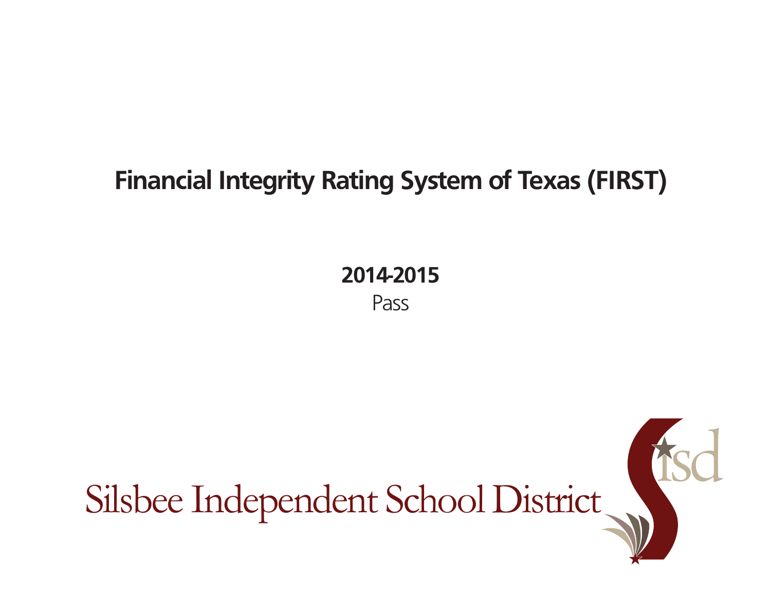# Financial Integrity Rating System of Texas (FIRST)

**2014-2015**

Pass

Silsbee Independent School District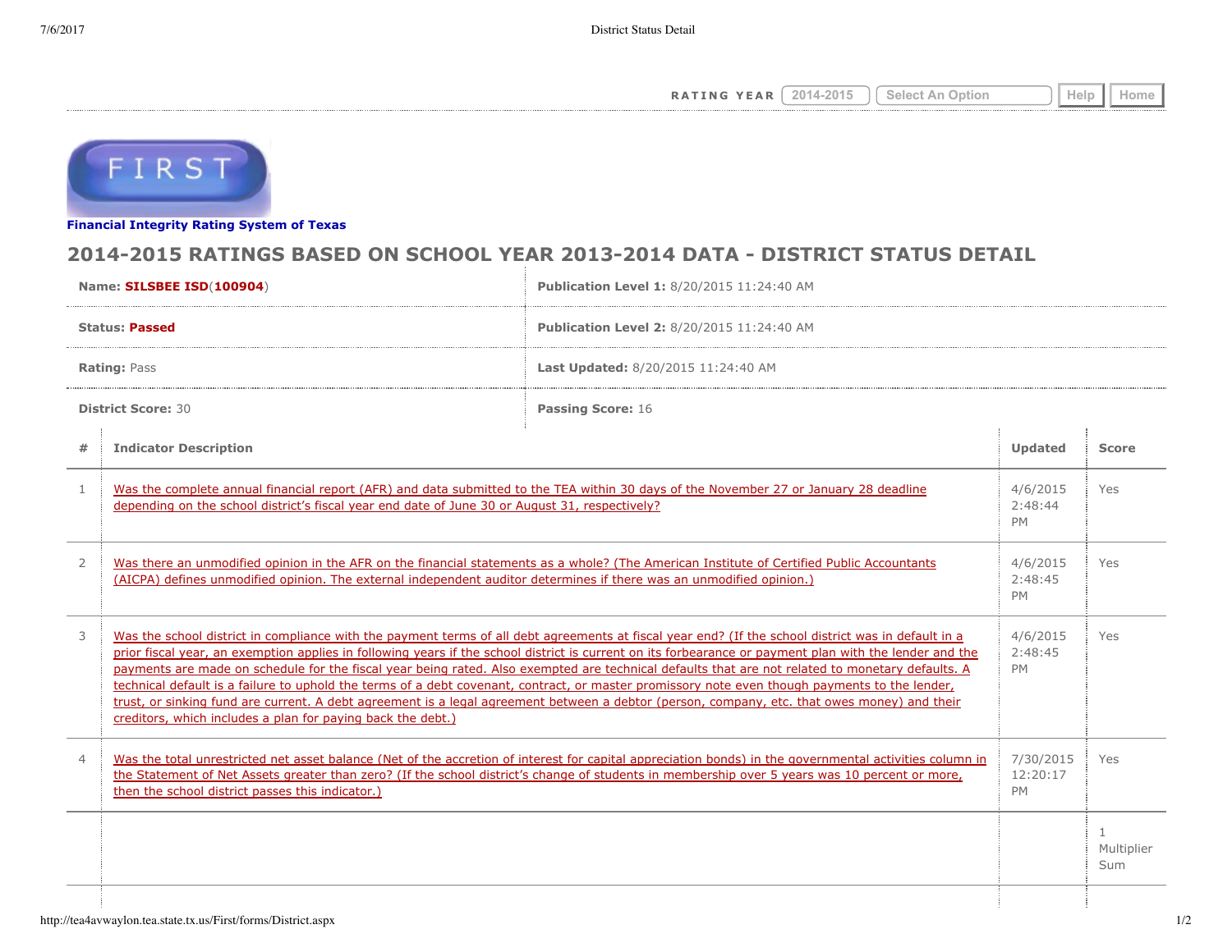RATING YEAR 2014-2015 Select An Option Help Home

FIRST

**Financial Integrity Rating System of Texas**

## 2014-2015 RATINGS BASED ON SCHOOL YEAR 2013-2014 DATA - DISTRICT STATUS DETAIL

| | |
|---|---|
| **Name:** **SILSBEE ISD**(**100904**) | **Publication Level 1:** 8/20/2015 11:24:40 AM |
| **Status:** **Passed** | **Publication Level 2:** 8/20/2015 11:24:40 AM |
| **Rating:** Pass | **Last Updated:** 8/20/2015 11:24:40 AM |
| **District Score:** 30 | **Passing Score:** 16 |

| # | Indicator Description | Updated | Score |
|---|---|---|---|
| 1 | Was the complete annual financial report (AFR) and data submitted to the TEA within 30 days of the November 27 or January 28 deadline depending on the school district's fiscal year end date of June 30 or August 31, respectively? | 4/6/2015 2:48:44 PM | Yes |
| 2 | Was there an unmodified opinion in the AFR on the financial statements as a whole? (The American Institute of Certified Public Accountants (AICPA) defines unmodified opinion. The external independent auditor determines if there was an unmodified opinion.) | 4/6/2015 2:48:45 PM | Yes |
| 3 | Was the school district in compliance with the payment terms of all debt agreements at fiscal year end? (If the school district was in default in a prior fiscal year, an exemption applies in following years if the school district is current on its forbearance or payment plan with the lender and the payments are made on schedule for the fiscal year being rated. Also exempted are technical defaults that are not related to monetary defaults. A technical default is a failure to uphold the terms of a debt covenant, contract, or master promissory note even though payments to the lender, trust, or sinking fund are current. A debt agreement is a legal agreement between a debtor (person, company, etc. that owes money) and their creditors, which includes a plan for paying back the debt.) | 4/6/2015 2:48:45 PM | Yes |
| 4 | Was the total unrestricted net asset balance (Net of the accretion of interest for capital appreciation bonds) in the governmental activities column in the Statement of Net Assets greater than zero? (If the school district's change of students in membership over 5 years was 10 percent or more, then the school district passes this indicator.) | 7/30/2015 12:20:17 PM | Yes |
| | | | 1 Multiplier Sum |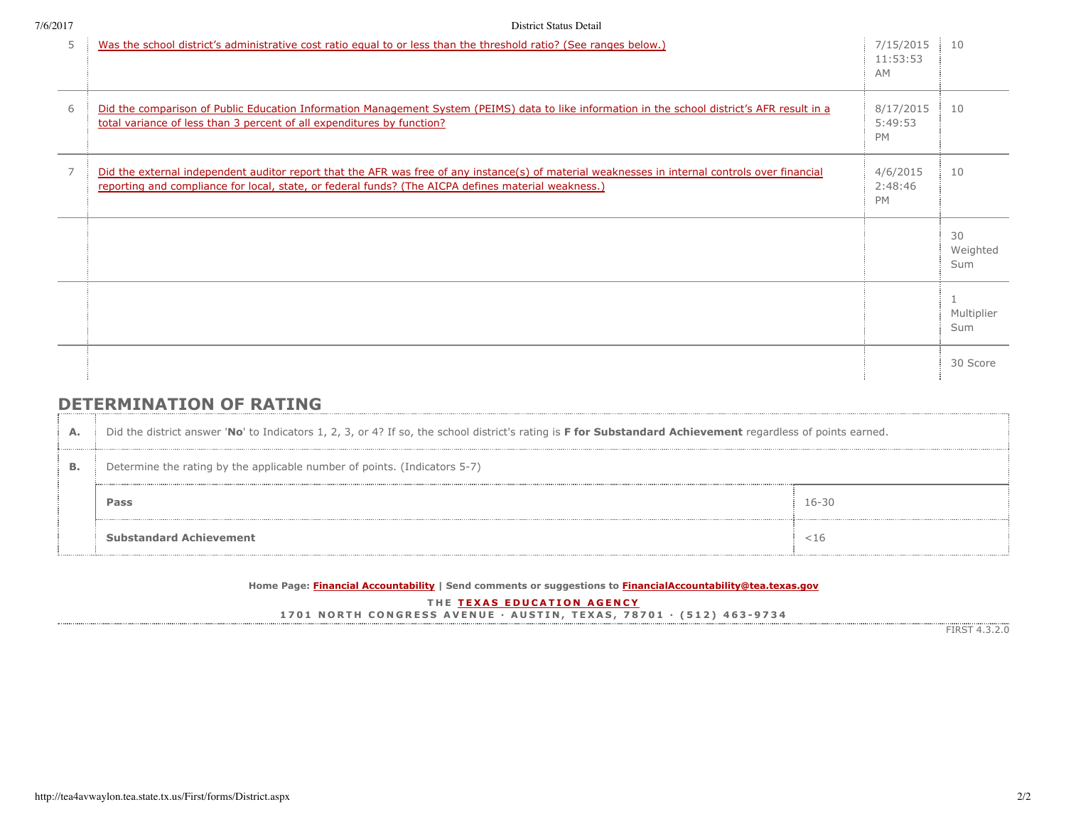| | | | |
|---|---|---|---|
| 5 | Was the school district's administrative cost ratio equal to or less than the threshold ratio? (See ranges below.) | 7/15/2015 11:53:53 AM | 10 |
| 6 | Did the comparison of Public Education Information Management System (PEIMS) data to like information in the school district's AFR result in a total variance of less than 3 percent of all expenditures by function? | 8/17/2015 5:49:53 PM | 10 |
| 7 | Did the external independent auditor report that the AFR was free of any instance(s) of material weaknesses in internal controls over financial reporting and compliance for local, state, or federal funds? (The AICPA defines material weakness.) | 4/6/2015 2:48:46 PM | 10 |
| | | | 30 Weighted Sum |
| | | | 1 Multiplier Sum |
| | | | 30 Score |

## DETERMINATION OF RATING

| | | |
|---|---|---|
| **A.** | Did the district answer '**No**' to Indicators 1, 2, 3, or 4? If so, the school district's rating is **F for Substandard Achievement** regardless of points earned. | |
| **B.** | Determine the rating by the applicable number of points. (Indicators 5-7) | |
| | **Pass** | 16-30 |
| | **Substandard Achievement** | <16 |

**Home Page: Financial Accountability | Send comments or suggestions to FinancialAccountability@tea.texas.gov**

**THE TEXAS EDUCATION AGENCY**
**1701 NORTH CONGRESS AVENUE · AUSTIN, TEXAS, 78701 · (512) 463-9734**

FIRST 4.3.2.0